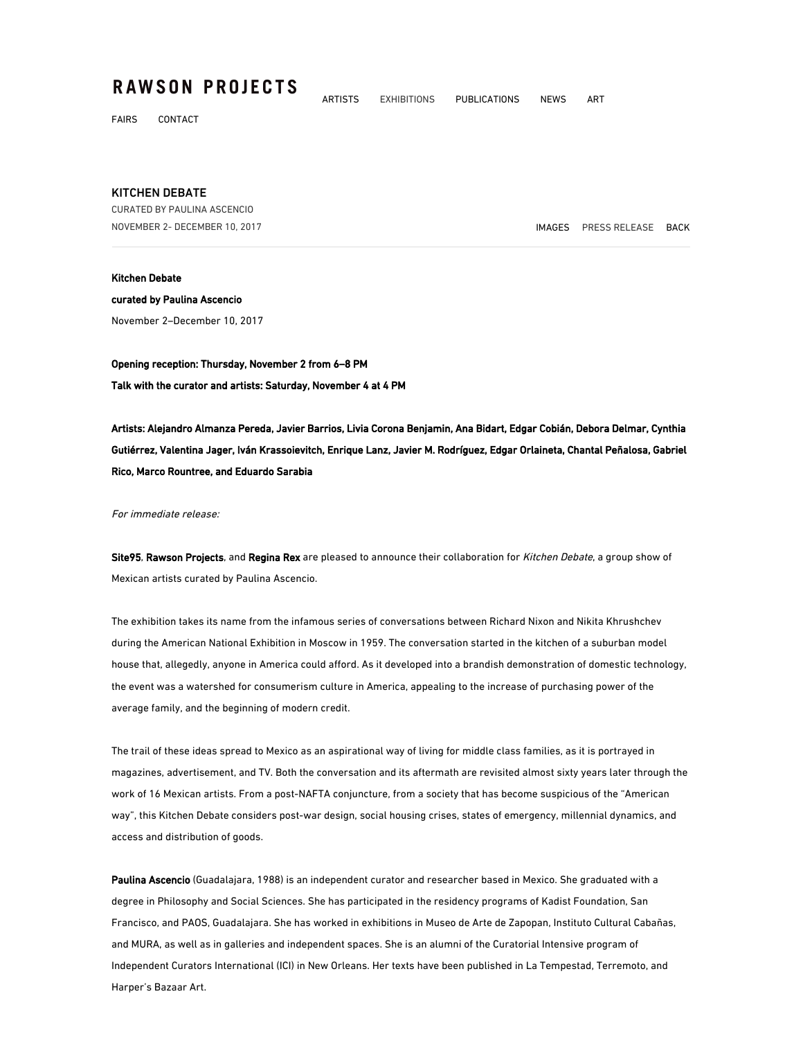# RAWSON PROJECTS

ARTISTS EXHIBITIONS PUBLICATIONS NEWS ART

FAIRS CONTACT

## KITCHEN DEBATE

CURATED BY PAULINA ASCENCIO

NOVEMBER 2- DECEMBER 10, 2017

IMAGES PRESS RELEASE BACK

---

**Kitchen Debate**

**curated by Paulina Ascencio**

November 2–December 10, 2017

**Opening reception: Thursday, November 2 from 6–8 PM**

**Talk with the curator and artists: Saturday, November 4 at 4 PM**

**Artists: Alejandro Almanza Pereda, Javier Barrios, Livia Corona Benjamin, Ana Bidart, Edgar Cobián, Debora Delmar, Cynthia Gutiérrez, Valentina Jager, Iván Krassoievitch, Enrique Lanz, Javier M. Rodríguez, Edgar Orlaineta, Chantal Peñalosa, Gabriel Rico, Marco Rountree, and Eduardo Sarabia**

*For immediate release:*

**Site95**, **Rawson Projects**, and **Regina Rex** are pleased to announce their collaboration for *Kitchen Debate*, a group show of Mexican artists curated by Paulina Ascencio.

The exhibition takes its name from the infamous series of conversations between Richard Nixon and Nikita Khrushchev during the American National Exhibition in Moscow in 1959. The conversation started in the kitchen of a suburban model house that, allegedly, anyone in America could afford. As it developed into a brandish demonstration of domestic technology, the event was a watershed for consumerism culture in America, appealing to the increase of purchasing power of the average family, and the beginning of modern credit.

The trail of these ideas spread to Mexico as an aspirational way of living for middle class families, as it is portrayed in magazines, advertisement, and TV. Both the conversation and its aftermath are revisited almost sixty years later through the work of 16 Mexican artists. From a post-NAFTA conjuncture, from a society that has become suspicious of the "American way", this Kitchen Debate considers post-war design, social housing crises, states of emergency, millennial dynamics, and access and distribution of goods.

**Paulina Ascencio** (Guadalajara, 1988) is an independent curator and researcher based in Mexico. She graduated with a degree in Philosophy and Social Sciences. She has participated in the residency programs of Kadist Foundation, San Francisco, and PAOS, Guadalajara. She has worked in exhibitions in Museo de Arte de Zapopan, Instituto Cultural Cabañas, and MURA, as well as in galleries and independent spaces. She is an alumni of the Curatorial Intensive program of Independent Curators International (ICI) in New Orleans. Her texts have been published in La Tempestad, Terremoto, and Harper's Bazaar Art.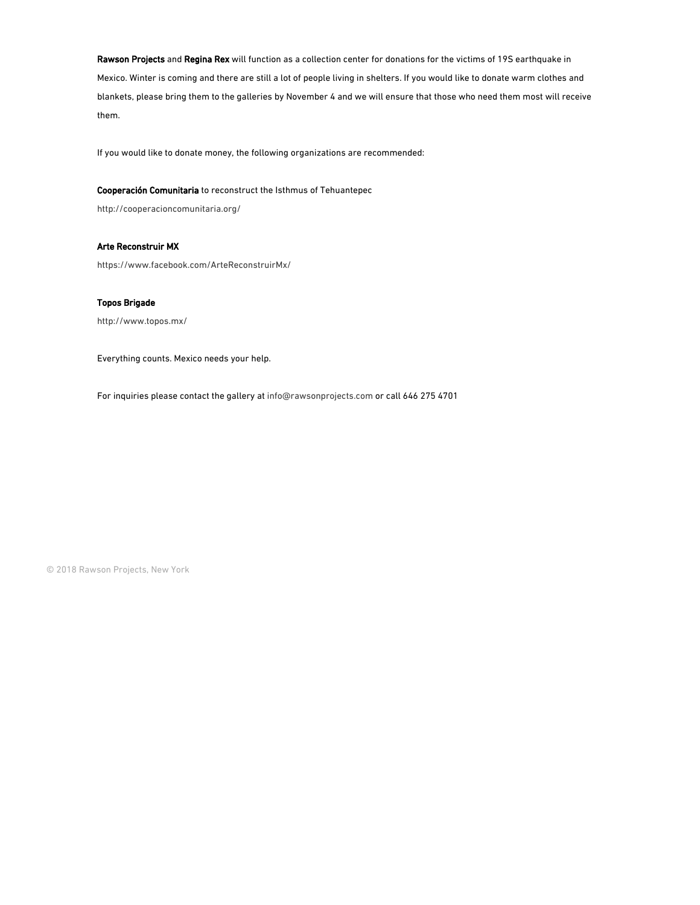**Rawson Projects** and **Regina Rex** will function as a collection center for donations for the victims of 19S earthquake in Mexico. Winter is coming and there are still a lot of people living in shelters. If you would like to donate warm clothes and blankets, please bring them to the galleries by November 4 and we will ensure that those who need them most will receive them.

If you would like to donate money, the following organizations are recommended:

**Cooperación Comunitaria** to reconstruct the Isthmus of Tehuantepec

http://cooperacioncomunitaria.org/

**Arte Reconstruir MX**

https://www.facebook.com/ArteReconstruirMx/

**Topos Brigade**

http://www.topos.mx/

Everything counts. Mexico needs your help.

For inquiries please contact the gallery at info@rawsonprojects.com or call 646 275 4701

© 2018 Rawson Projects, New York